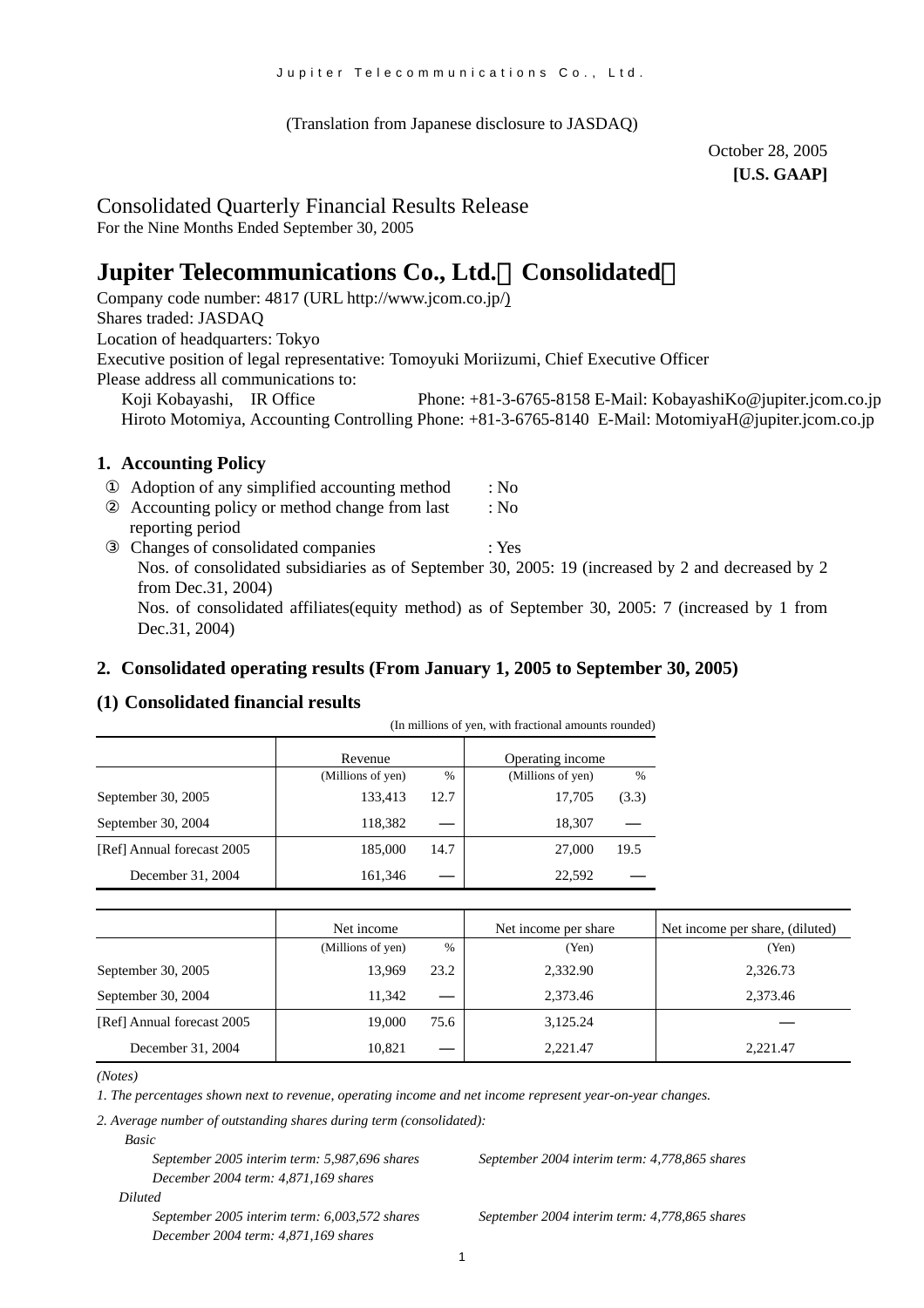(Translation from Japanese disclosure to JASDAQ)

October 28, 2005
**[U.S. GAAP]**

Consolidated Quarterly Financial Results Release
For the Nine Months Ended September 30, 2005

# Jupiter Telecommunications Co., Ltd.（Consolidated）

Company code number: 4817 (URL http://www.jcom.co.jp/)
Shares traded: JASDAQ
Location of headquarters: Tokyo
Executive position of legal representative: Tomoyuki Moriizumi, Chief Executive Officer
Please address all communications to:
Koji Kobayashi, IR Office Phone: +81-3-6765-8158 E-Mail: KobayashiKo@jupiter.jcom.co.jp
Hiroto Motomiya, Accounting Controlling Phone: +81-3-6765-8140 E-Mail: MotomiyaH@jupiter.jcom.co.jp

## 1. Accounting Policy

① Adoption of any simplified accounting method : No
② Accounting policy or method change from last reporting period : No
③ Changes of consolidated companies : Yes
Nos. of consolidated subsidiaries as of September 30, 2005: 19 (increased by 2 and decreased by 2 from Dec.31, 2004)
Nos. of consolidated affiliates(equity method) as of September 30, 2005: 7 (increased by 1 from Dec.31, 2004)

## 2. Consolidated operating results (From January 1, 2005 to September 30, 2005)

### (1) Consolidated financial results

(In millions of yen, with fractional amounts rounded)

| | Revenue | | Operating income | |
|---|---|---|---|---|
| | (Millions of yen) | % | (Millions of yen) | % |
| September 30, 2005 | 133,413 | 12.7 | 17,705 | (3.3) |
| September 30, 2004 | 118,382 | — | 18,307 | — |
| [Ref] Annual forecast 2005 | 185,000 | 14.7 | 27,000 | 19.5 |
| December 31, 2004 | 161,346 | — | 22,592 | — |

| | Net income | | Net income per share | Net income per share, (diluted) |
|---|---|---|---|---|
| | (Millions of yen) | % | (Yen) | (Yen) |
| September 30, 2005 | 13,969 | 23.2 | 2,332.90 | 2,326.73 |
| September 30, 2004 | 11,342 | — | 2,373.46 | 2,373.46 |
| [Ref] Annual forecast 2005 | 19,000 | 75.6 | 3,125.24 | — |
| December 31, 2004 | 10,821 | — | 2,221.47 | 2,221.47 |

*(Notes)*

*1. The percentages shown next to revenue, operating income and net income represent year-on-year changes.*

*2. Average number of outstanding shares during term (consolidated):*

*Basic*

*September 2005 interim term: 5,987,696 shares* *September 2004 interim term: 4,778,865 shares*
*December 2004 term: 4,871,169 shares*

*Diluted*

*September 2005 interim term: 6,003,572 shares* *September 2004 interim term: 4,778,865 shares*
*December 2004 term: 4,871,169 shares*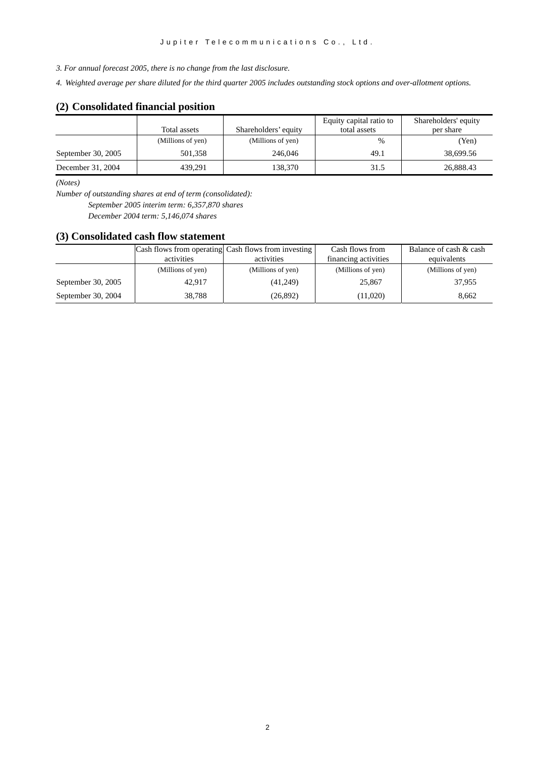*3. For annual forecast 2005, there is no change from the last disclosure.*

*4. Weighted average per share diluted for the third quarter 2005 includes outstanding stock options and over-allotment options.*

## (2) Consolidated financial position

| | Total assets | Shareholders' equity | Equity capital ratio to total assets | Shareholders' equity per share |
|---|---|---|---|---|
| | (Millions of yen) | (Millions of yen) | % | (Yen) |
| September 30, 2005 | 501,358 | 246,046 | 49.1 | 38,699.56 |
| December 31, 2004 | 439,291 | 138,370 | 31.5 | 26,888.43 |

*(Notes)*

*Number of outstanding shares at end of term (consolidated):*

*September 2005 interim term: 6,357,870 shares*

*December 2004 term: 5,146,074 shares*

## (3) Consolidated cash flow statement

| | Cash flows from operating activities | Cash flows from investing activities | Cash flows from financing activities | Balance of cash & cash equivalents |
|---|---|---|---|---|
| | (Millions of yen) | (Millions of yen) | (Millions of yen) | (Millions of yen) |
| September 30, 2005 | 42,917 | (41,249) | 25,867 | 37,955 |
| September 30, 2004 | 38,788 | (26,892) | (11,020) | 8,662 |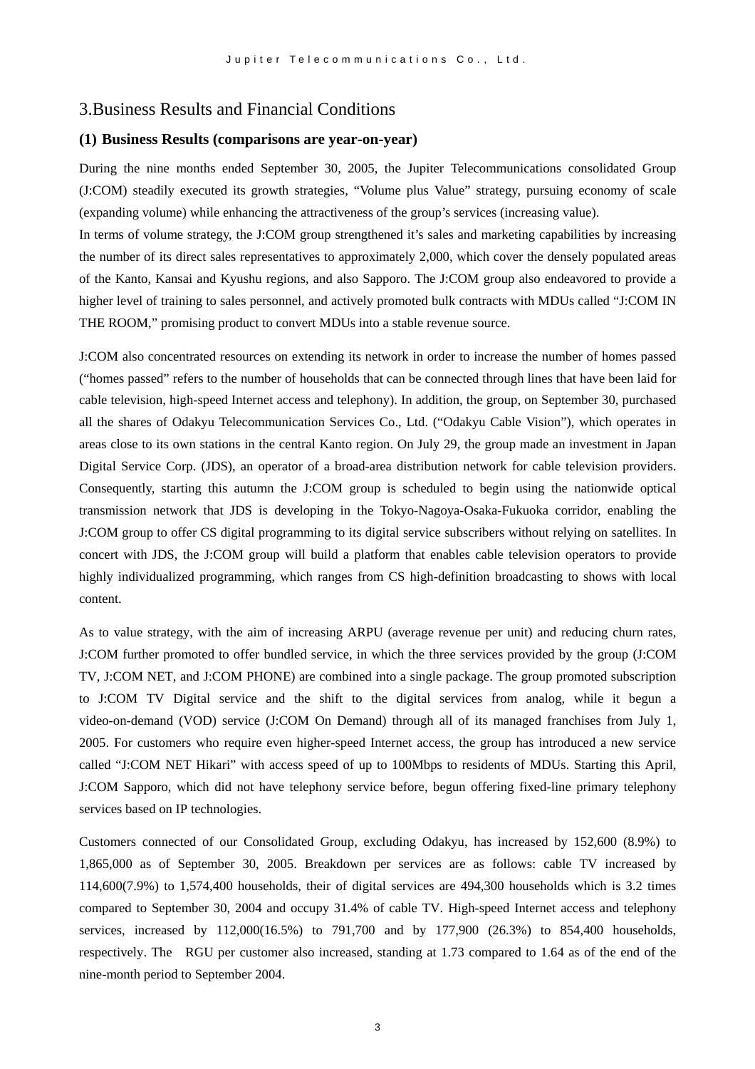# 3.Business Results and Financial Conditions

## (1) Business Results (comparisons are year-on-year)

During the nine months ended September 30, 2005, the Jupiter Telecommunications consolidated Group (J:COM) steadily executed its growth strategies, "Volume plus Value" strategy, pursuing economy of scale (expanding volume) while enhancing the attractiveness of the group's services (increasing value).

In terms of volume strategy, the J:COM group strengthened it's sales and marketing capabilities by increasing the number of its direct sales representatives to approximately 2,000, which cover the densely populated areas of the Kanto, Kansai and Kyushu regions, and also Sapporo. The J:COM group also endeavored to provide a higher level of training to sales personnel, and actively promoted bulk contracts with MDUs called "J:COM IN THE ROOM," promising product to convert MDUs into a stable revenue source.

J:COM also concentrated resources on extending its network in order to increase the number of homes passed ("homes passed" refers to the number of households that can be connected through lines that have been laid for cable television, high-speed Internet access and telephony). In addition, the group, on September 30, purchased all the shares of Odakyu Telecommunication Services Co., Ltd. ("Odakyu Cable Vision"), which operates in areas close to its own stations in the central Kanto region. On July 29, the group made an investment in Japan Digital Service Corp. (JDS), an operator of a broad-area distribution network for cable television providers. Consequently, starting this autumn the J:COM group is scheduled to begin using the nationwide optical transmission network that JDS is developing in the Tokyo-Nagoya-Osaka-Fukuoka corridor, enabling the J:COM group to offer CS digital programming to its digital service subscribers without relying on satellites. In concert with JDS, the J:COM group will build a platform that enables cable television operators to provide highly individualized programming, which ranges from CS high-definition broadcasting to shows with local content.

As to value strategy, with the aim of increasing ARPU (average revenue per unit) and reducing churn rates, J:COM further promoted to offer bundled service, in which the three services provided by the group (J:COM TV, J:COM NET, and J:COM PHONE) are combined into a single package. The group promoted subscription to J:COM TV Digital service and the shift to the digital services from analog, while it begun a video-on-demand (VOD) service (J:COM On Demand) through all of its managed franchises from July 1, 2005. For customers who require even higher-speed Internet access, the group has introduced a new service called "J:COM NET Hikari" with access speed of up to 100Mbps to residents of MDUs. Starting this April, J:COM Sapporo, which did not have telephony service before, begun offering fixed-line primary telephony services based on IP technologies.

Customers connected of our Consolidated Group, excluding Odakyu, has increased by 152,600 (8.9%) to 1,865,000 as of September 30, 2005. Breakdown per services are as follows: cable TV increased by 114,600(7.9%) to 1,574,400 households, their of digital services are 494,300 households which is 3.2 times compared to September 30, 2004 and occupy 31.4% of cable TV. High-speed Internet access and telephony services, increased by 112,000(16.5%) to 791,700 and by 177,900 (26.3%) to 854,400 households, respectively. The RGU per customer also increased, standing at 1.73 compared to 1.64 as of the end of the nine-month period to September 2004.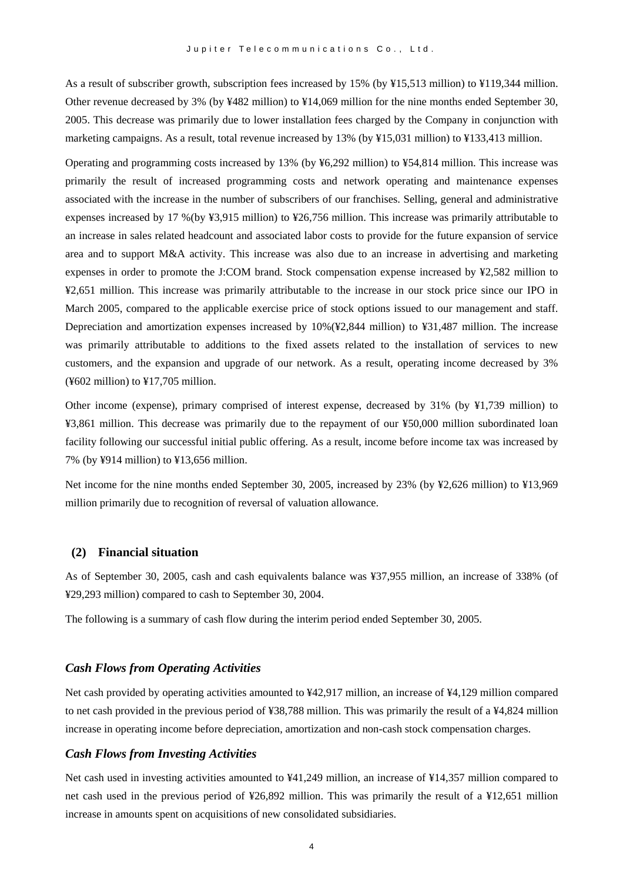As a result of subscriber growth, subscription fees increased by 15% (by ¥15,513 million) to ¥119,344 million. Other revenue decreased by 3% (by ¥482 million) to ¥14,069 million for the nine months ended September 30, 2005. This decrease was primarily due to lower installation fees charged by the Company in conjunction with marketing campaigns. As a result, total revenue increased by 13% (by ¥15,031 million) to ¥133,413 million.

Operating and programming costs increased by 13% (by ¥6,292 million) to ¥54,814 million. This increase was primarily the result of increased programming costs and network operating and maintenance expenses associated with the increase in the number of subscribers of our franchises. Selling, general and administrative expenses increased by 17 %(by ¥3,915 million) to ¥26,756 million. This increase was primarily attributable to an increase in sales related headcount and associated labor costs to provide for the future expansion of service area and to support M&A activity. This increase was also due to an increase in advertising and marketing expenses in order to promote the J:COM brand. Stock compensation expense increased by ¥2,582 million to ¥2,651 million. This increase was primarily attributable to the increase in our stock price since our IPO in March 2005, compared to the applicable exercise price of stock options issued to our management and staff. Depreciation and amortization expenses increased by 10%(¥2,844 million) to ¥31,487 million. The increase was primarily attributable to additions to the fixed assets related to the installation of services to new customers, and the expansion and upgrade of our network. As a result, operating income decreased by 3% (¥602 million) to ¥17,705 million.

Other income (expense), primary comprised of interest expense, decreased by 31% (by ¥1,739 million) to ¥3,861 million. This decrease was primarily due to the repayment of our ¥50,000 million subordinated loan facility following our successful initial public offering. As a result, income before income tax was increased by 7% (by ¥914 million) to ¥13,656 million.

Net income for the nine months ended September 30, 2005, increased by 23% (by ¥2,626 million) to ¥13,969 million primarily due to recognition of reversal of valuation allowance.

## (2) Financial situation

As of September 30, 2005, cash and cash equivalents balance was ¥37,955 million, an increase of 338% (of ¥29,293 million) compared to cash to September 30, 2004.

The following is a summary of cash flow during the interim period ended September 30, 2005.

### *Cash Flows from Operating Activities*

Net cash provided by operating activities amounted to ¥42,917 million, an increase of ¥4,129 million compared to net cash provided in the previous period of ¥38,788 million. This was primarily the result of a ¥4,824 million increase in operating income before depreciation, amortization and non-cash stock compensation charges.

### *Cash Flows from Investing Activities*

Net cash used in investing activities amounted to ¥41,249 million, an increase of ¥14,357 million compared to net cash used in the previous period of ¥26,892 million. This was primarily the result of a ¥12,651 million increase in amounts spent on acquisitions of new consolidated subsidiaries.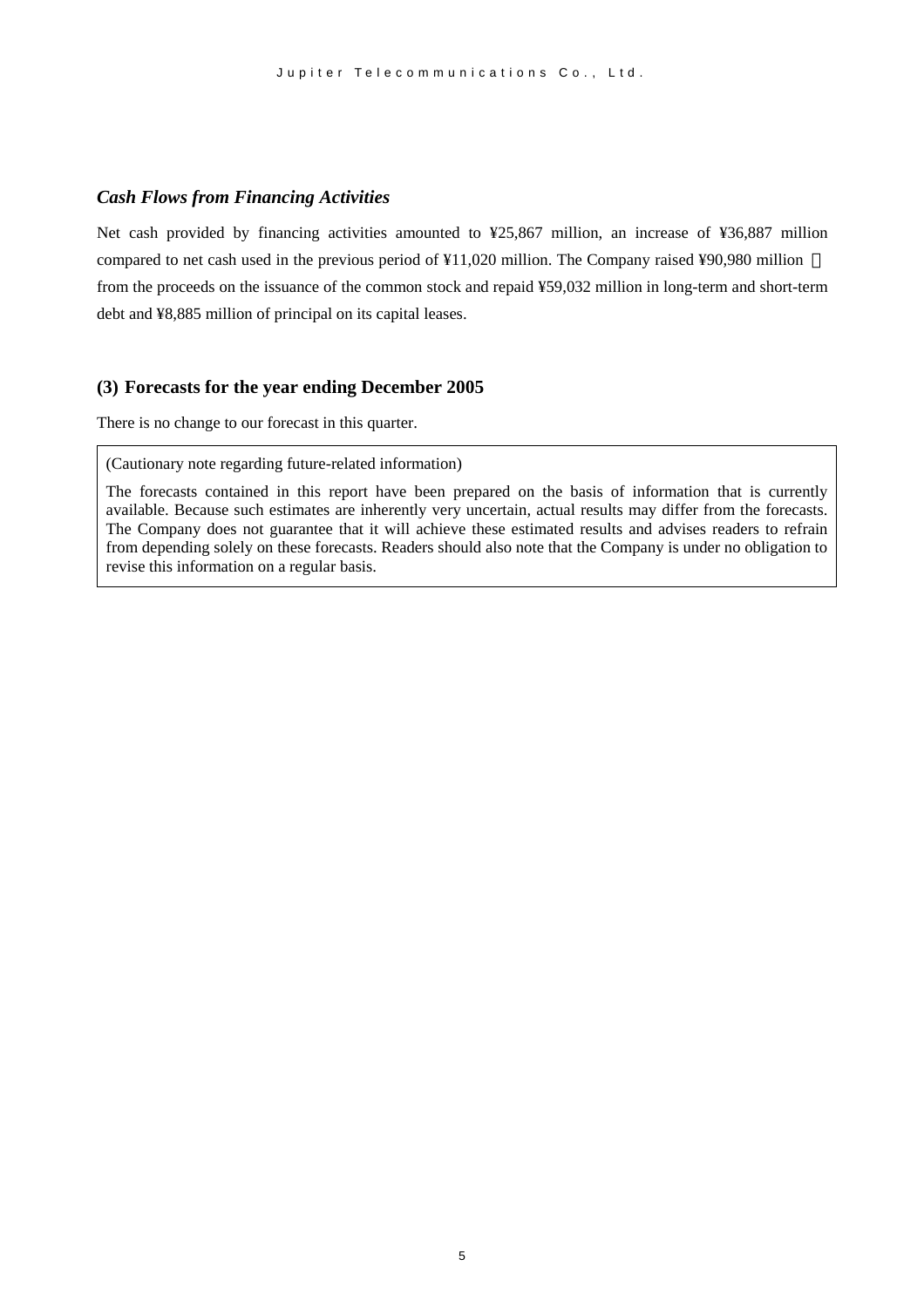### *Cash Flows from Financing Activities*

Net cash provided by financing activities amounted to ¥25,867 million, an increase of ¥36,887 million compared to net cash used in the previous period of ¥11,020 million. The Company raised ¥90,980 million from the proceeds on the issuance of the common stock and repaid ¥59,032 million in long-term and short-term debt and ¥8,885 million of principal on its capital leases.

## (3) Forecasts for the year ending December 2005

There is no change to our forecast in this quarter.

(Cautionary note regarding future-related information)

The forecasts contained in this report have been prepared on the basis of information that is currently available. Because such estimates are inherently very uncertain, actual results may differ from the forecasts. The Company does not guarantee that it will achieve these estimated results and advises readers to refrain from depending solely on these forecasts. Readers should also note that the Company is under no obligation to revise this information on a regular basis.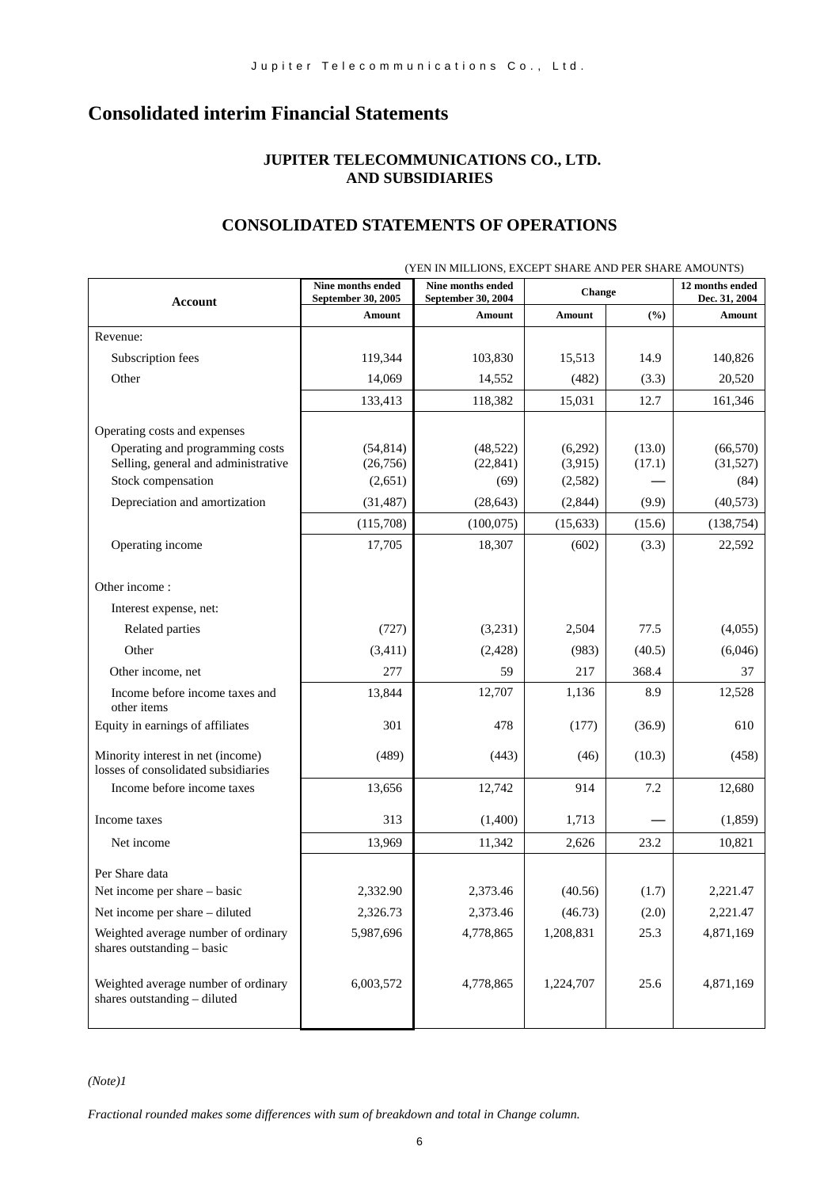# Consolidated interim Financial Statements

### JUPITER TELECOMMUNICATIONS CO., LTD. AND SUBSIDIARIES

## CONSOLIDATED STATEMENTS OF OPERATIONS

(YEN IN MILLIONS, EXCEPT SHARE AND PER SHARE AMOUNTS)

| Account | Nine months ended September 30, 2005 | Nine months ended September 30, 2004 | Change | | 12 months ended Dec. 31, 2004 |
|---|---|---|---|---|---|
| | Amount | Amount | Amount | (%) | Amount |
| Revenue: | | | | | |
| Subscription fees | 119,344 | 103,830 | 15,513 | 14.9 | 140,826 |
| Other | 14,069 | 14,552 | (482) | (3.3) | 20,520 |
| | 133,413 | 118,382 | 15,031 | 12.7 | 161,346 |
| Operating costs and expenses | | | | | |
| Operating and programming costs | (54,814) | (48,522) | (6,292) | (13.0) | (66,570) |
| Selling, general and administrative | (26,756) | (22,841) | (3,915) | (17.1) | (31,527) |
| Stock compensation | (2,651) | (69) | (2,582) | — | (84) |
| Depreciation and amortization | (31,487) | (28,643) | (2,844) | (9.9) | (40,573) |
| | (115,708) | (100,075) | (15,633) | (15.6) | (138,754) |
| Operating income | 17,705 | 18,307 | (602) | (3.3) | 22,592 |
| Other income : | | | | | |
| Interest expense, net: | | | | | |
| Related parties | (727) | (3,231) | 2,504 | 77.5 | (4,055) |
| Other | (3,411) | (2,428) | (983) | (40.5) | (6,046) |
| Other income, net | 277 | 59 | 217 | 368.4 | 37 |
| Income before income taxes and other items | 13,844 | 12,707 | 1,136 | 8.9 | 12,528 |
| Equity in earnings of affiliates | 301 | 478 | (177) | (36.9) | 610 |
| Minority interest in net (income) losses of consolidated subsidiaries | (489) | (443) | (46) | (10.3) | (458) |
| Income before income taxes | 13,656 | 12,742 | 914 | 7.2 | 12,680 |
| Income taxes | 313 | (1,400) | 1,713 | — | (1,859) |
| Net income | 13,969 | 11,342 | 2,626 | 23.2 | 10,821 |
| Per Share data | | | | | |
| Net income per share – basic | 2,332.90 | 2,373.46 | (40.56) | (1.7) | 2,221.47 |
| Net income per share – diluted | 2,326.73 | 2,373.46 | (46.73) | (2.0) | 2,221.47 |
| Weighted average number of ordinary shares outstanding – basic | 5,987,696 | 4,778,865 | 1,208,831 | 25.3 | 4,871,169 |
| Weighted average number of ordinary shares outstanding – diluted | 6,003,572 | 4,778,865 | 1,224,707 | 25.6 | 4,871,169 |

*(Note)1*

*Fractional rounded makes some differences with sum of breakdown and total in Change column.*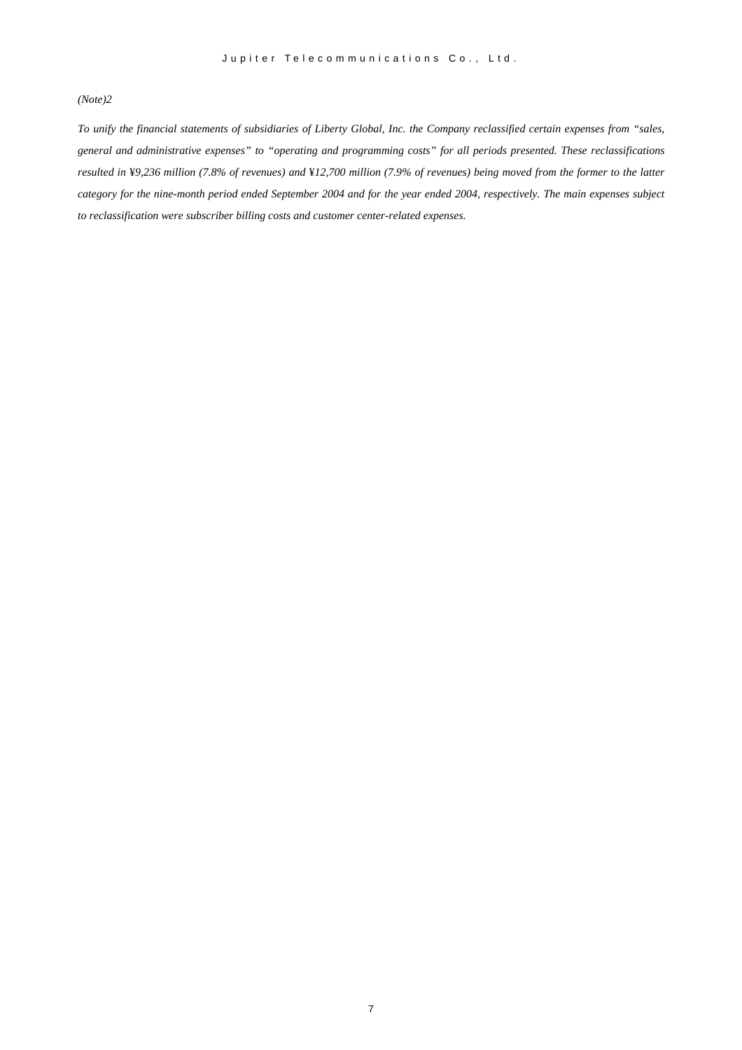*(Note)2*

*To unify the financial statements of subsidiaries of Liberty Global, Inc. the Company reclassified certain expenses from "sales, general and administrative expenses" to "operating and programming costs" for all periods presented. These reclassifications resulted in ¥9,236 million (7.8% of revenues) and ¥12,700 million (7.9% of revenues) being moved from the former to the latter category for the nine-month period ended September 2004 and for the year ended 2004, respectively. The main expenses subject to reclassification were subscriber billing costs and customer center-related expenses.*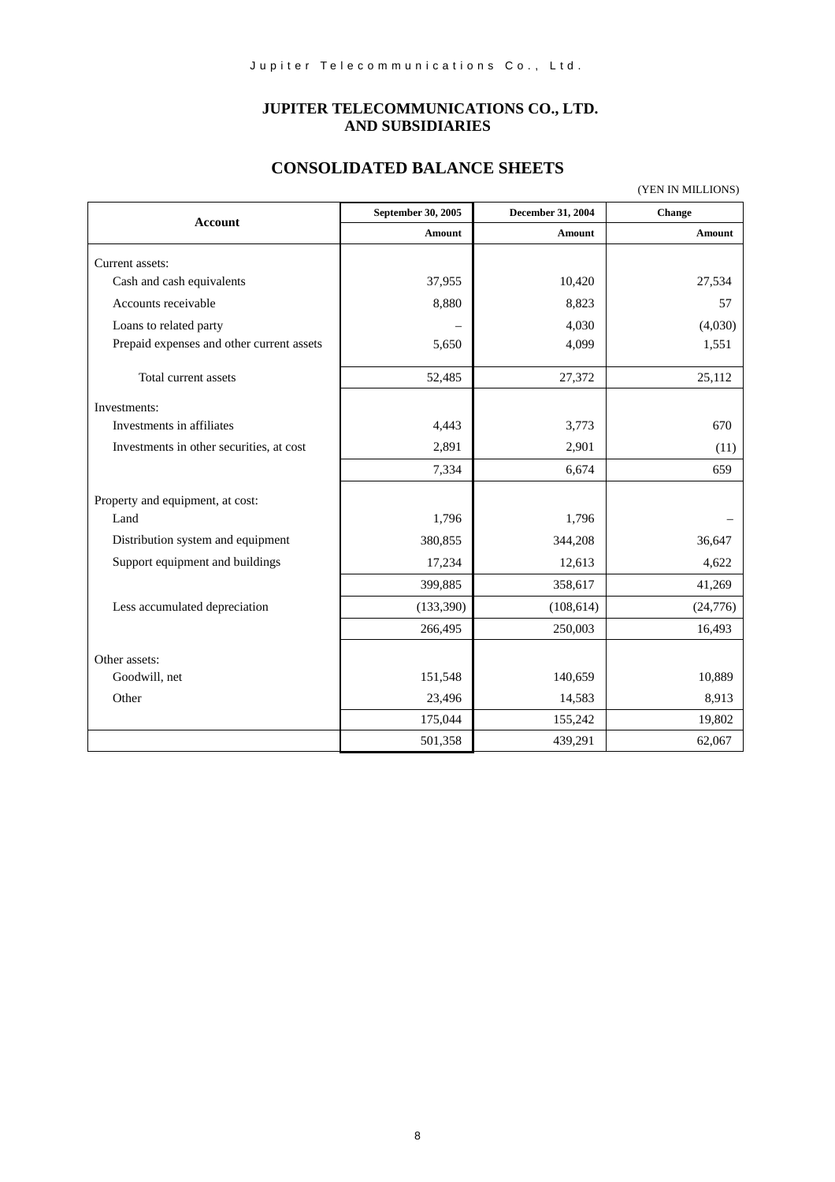# JUPITER TELECOMMUNICATIONS CO., LTD.
# AND SUBSIDIARIES

## CONSOLIDATED BALANCE SHEETS

(YEN IN MILLIONS)

| Account | September 30, 2005 | December 31, 2004 | Change |
|---|---|---|---|
| | Amount | Amount | Amount |
| Current assets: | | | |
| Cash and cash equivalents | 37,955 | 10,420 | 27,534 |
| Accounts receivable | 8,880 | 8,823 | 57 |
| Loans to related party | – | 4,030 | (4,030) |
| Prepaid expenses and other current assets | 5,650 | 4,099 | 1,551 |
| Total current assets | 52,485 | 27,372 | 25,112 |
| Investments: | | | |
| Investments in affiliates | 4,443 | 3,773 | 670 |
| Investments in other securities, at cost | 2,891 | 2,901 | (11) |
| | 7,334 | 6,674 | 659 |
| Property and equipment, at cost: | | | |
| Land | 1,796 | 1,796 | – |
| Distribution system and equipment | 380,855 | 344,208 | 36,647 |
| Support equipment and buildings | 17,234 | 12,613 | 4,622 |
| | 399,885 | 358,617 | 41,269 |
| Less accumulated depreciation | (133,390) | (108,614) | (24,776) |
| | 266,495 | 250,003 | 16,493 |
| Other assets: | | | |
| Goodwill, net | 151,548 | 140,659 | 10,889 |
| Other | 23,496 | 14,583 | 8,913 |
| | 175,044 | 155,242 | 19,802 |
| | 501,358 | 439,291 | 62,067 |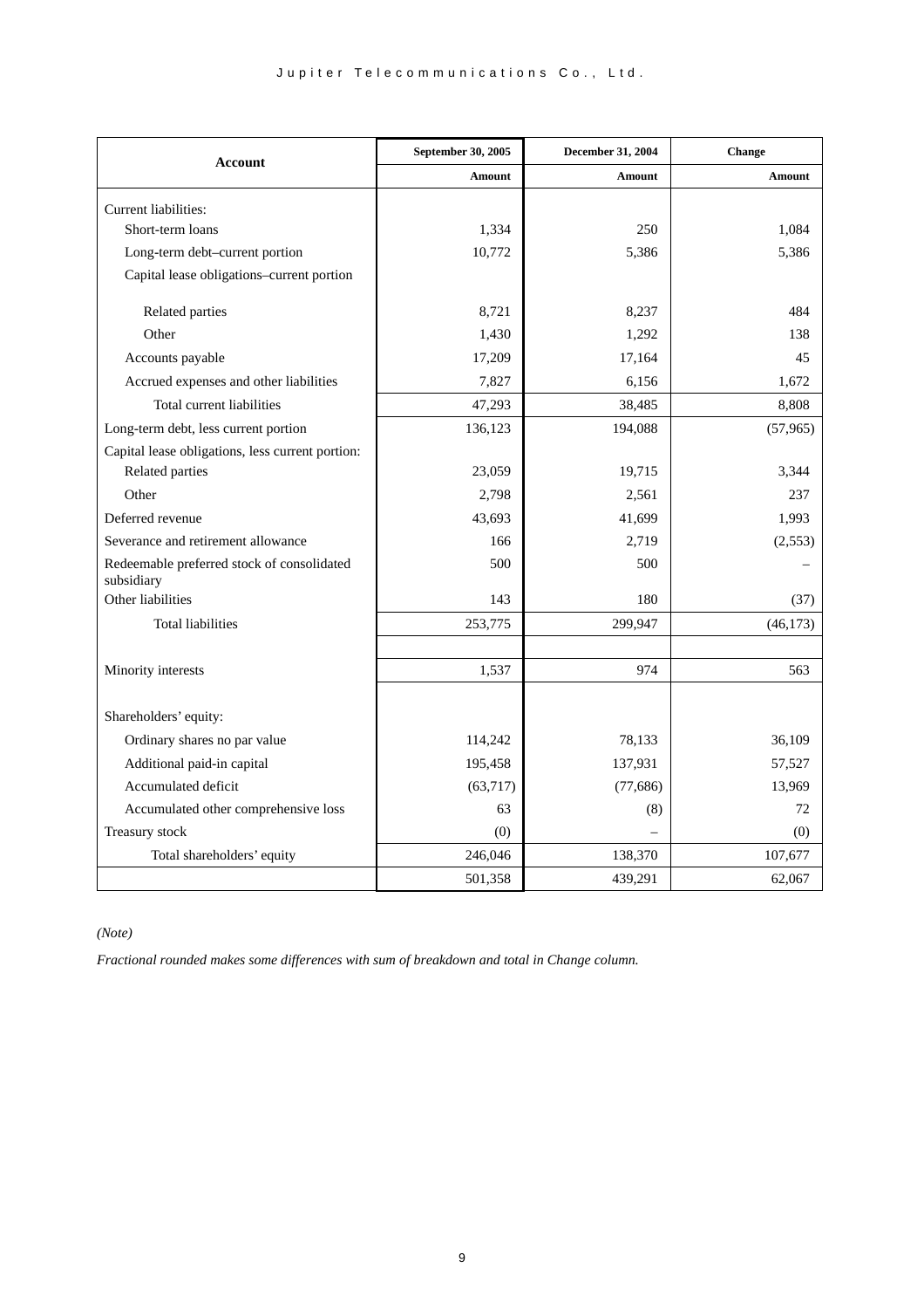| Account | September 30, 2005 | December 31, 2004 | Change |
|---|---|---|---|
| | Amount | Amount | Amount |
| Current liabilities: | | | |
| Short-term loans | 1,334 | 250 | 1,084 |
| Long-term debt–current portion | 10,772 | 5,386 | 5,386 |
| Capital lease obligations–current portion | | | |
| Related parties | 8,721 | 8,237 | 484 |
| Other | 1,430 | 1,292 | 138 |
| Accounts payable | 17,209 | 17,164 | 45 |
| Accrued expenses and other liabilities | 7,827 | 6,156 | 1,672 |
| Total current liabilities | 47,293 | 38,485 | 8,808 |
| Long-term debt, less current portion | 136,123 | 194,088 | (57,965) |
| Capital lease obligations, less current portion: | | | |
| Related parties | 23,059 | 19,715 | 3,344 |
| Other | 2,798 | 2,561 | 237 |
| Deferred revenue | 43,693 | 41,699 | 1,993 |
| Severance and retirement allowance | 166 | 2,719 | (2,553) |
| Redeemable preferred stock of consolidated subsidiary | 500 | 500 | – |
| Other liabilities | 143 | 180 | (37) |
| Total liabilities | 253,775 | 299,947 | (46,173) |
| | | | |
| Minority interests | 1,537 | 974 | 563 |
| | | | |
| Shareholders' equity: | | | |
| Ordinary shares no par value | 114,242 | 78,133 | 36,109 |
| Additional paid-in capital | 195,458 | 137,931 | 57,527 |
| Accumulated deficit | (63,717) | (77,686) | 13,969 |
| Accumulated other comprehensive loss | 63 | (8) | 72 |
| Treasury stock | (0) | – | (0) |
| Total shareholders' equity | 246,046 | 138,370 | 107,677 |
| | 501,358 | 439,291 | 62,067 |

*(Note)*

*Fractional rounded makes some differences with sum of breakdown and total in Change column.*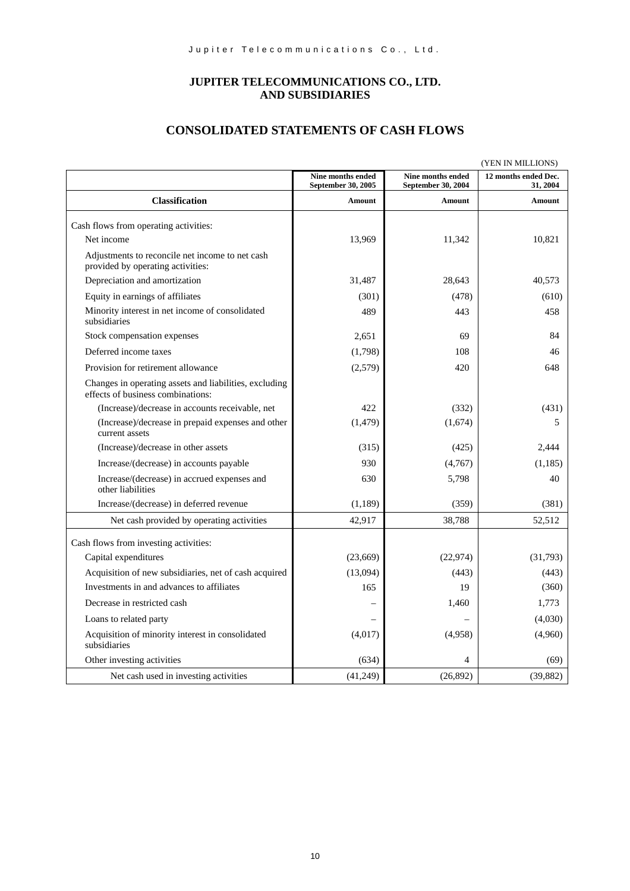# JUPITER TELECOMMUNICATIONS CO., LTD. AND SUBSIDIARIES

## CONSOLIDATED STATEMENTS OF CASH FLOWS

(YEN IN MILLIONS)

| | Nine months ended September 30, 2005 | Nine months ended September 30, 2004 | 12 months ended Dec. 31, 2004 |
|---|---|---|---|
| **Classification** | **Amount** | **Amount** | **Amount** |
| Cash flows from operating activities: | | | |
| Net income | 13,969 | 11,342 | 10,821 |
| Adjustments to reconcile net income to net cash provided by operating activities: | | | |
| Depreciation and amortization | 31,487 | 28,643 | 40,573 |
| Equity in earnings of affiliates | (301) | (478) | (610) |
| Minority interest in net income of consolidated subsidiaries | 489 | 443 | 458 |
| Stock compensation expenses | 2,651 | 69 | 84 |
| Deferred income taxes | (1,798) | 108 | 46 |
| Provision for retirement allowance | (2,579) | 420 | 648 |
| Changes in operating assets and liabilities, excluding effects of business combinations: | | | |
| (Increase)/decrease in accounts receivable, net | 422 | (332) | (431) |
| (Increase)/decrease in prepaid expenses and other current assets | (1,479) | (1,674) | 5 |
| (Increase)/decrease in other assets | (315) | (425) | 2,444 |
| Increase/(decrease) in accounts payable | 930 | (4,767) | (1,185) |
| Increase/(decrease) in accrued expenses and other liabilities | 630 | 5,798 | 40 |
| Increase/(decrease) in deferred revenue | (1,189) | (359) | (381) |
| Net cash provided by operating activities | 42,917 | 38,788 | 52,512 |
| Cash flows from investing activities: | | | |
| Capital expenditures | (23,669) | (22,974) | (31,793) |
| Acquisition of new subsidiaries, net of cash acquired | (13,094) | (443) | (443) |
| Investments in and advances to affiliates | 165 | 19 | (360) |
| Decrease in restricted cash | – | 1,460 | 1,773 |
| Loans to related party | – | – | (4,030) |
| Acquisition of minority interest in consolidated subsidiaries | (4,017) | (4,958) | (4,960) |
| Other investing activities | (634) | 4 | (69) |
| Net cash used in investing activities | (41,249) | (26,892) | (39,882) |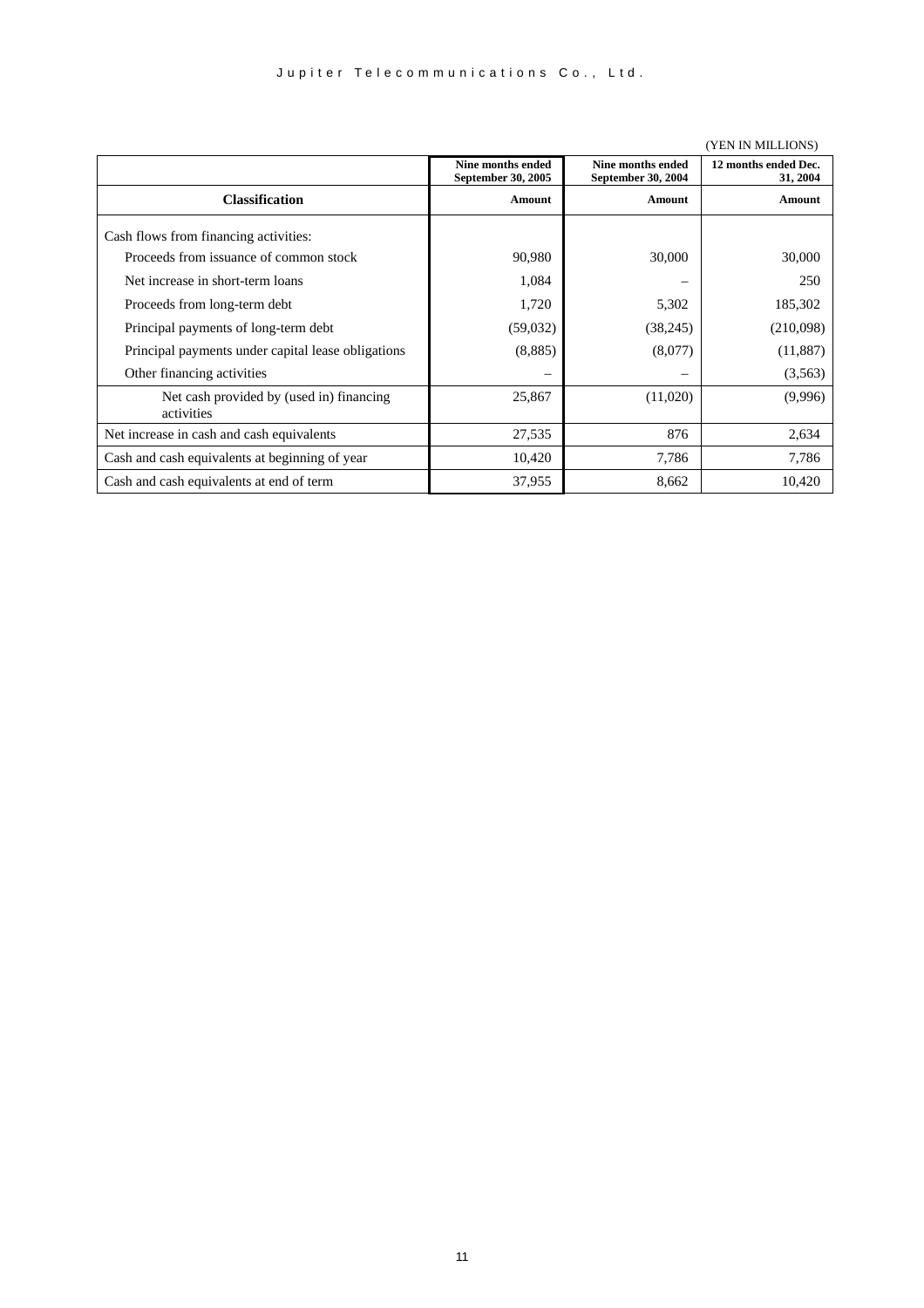(YEN IN MILLIONS)

| Classification | Nine months ended September 30, 2005 | Nine months ended September 30, 2004 | 12 months ended Dec. 31, 2004 |
|---|---|---|---|
| | Amount | Amount | Amount |
| Cash flows from financing activities: | | | |
| Proceeds from issuance of common stock | 90,980 | 30,000 | 30,000 |
| Net increase in short-term loans | 1,084 | – | 250 |
| Proceeds from long-term debt | 1,720 | 5,302 | 185,302 |
| Principal payments of long-term debt | (59,032) | (38,245) | (210,098) |
| Principal payments under capital lease obligations | (8,885) | (8,077) | (11,887) |
| Other financing activities | – | – | (3,563) |
| Net cash provided by (used in) financing activities | 25,867 | (11,020) | (9,996) |
| Net increase in cash and cash equivalents | 27,535 | 876 | 2,634 |
| Cash and cash equivalents at beginning of year | 10,420 | 7,786 | 7,786 |
| Cash and cash equivalents at end of term | 37,955 | 8,662 | 10,420 |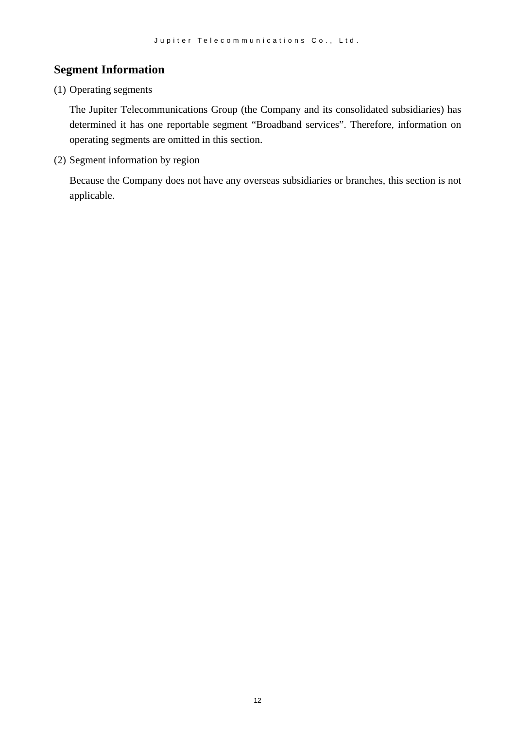## Segment Information

(1) Operating segments

The Jupiter Telecommunications Group (the Company and its consolidated subsidiaries) has determined it has one reportable segment “Broadband services”. Therefore, information on operating segments are omitted in this section.

(2) Segment information by region

Because the Company does not have any overseas subsidiaries or branches, this section is not applicable.